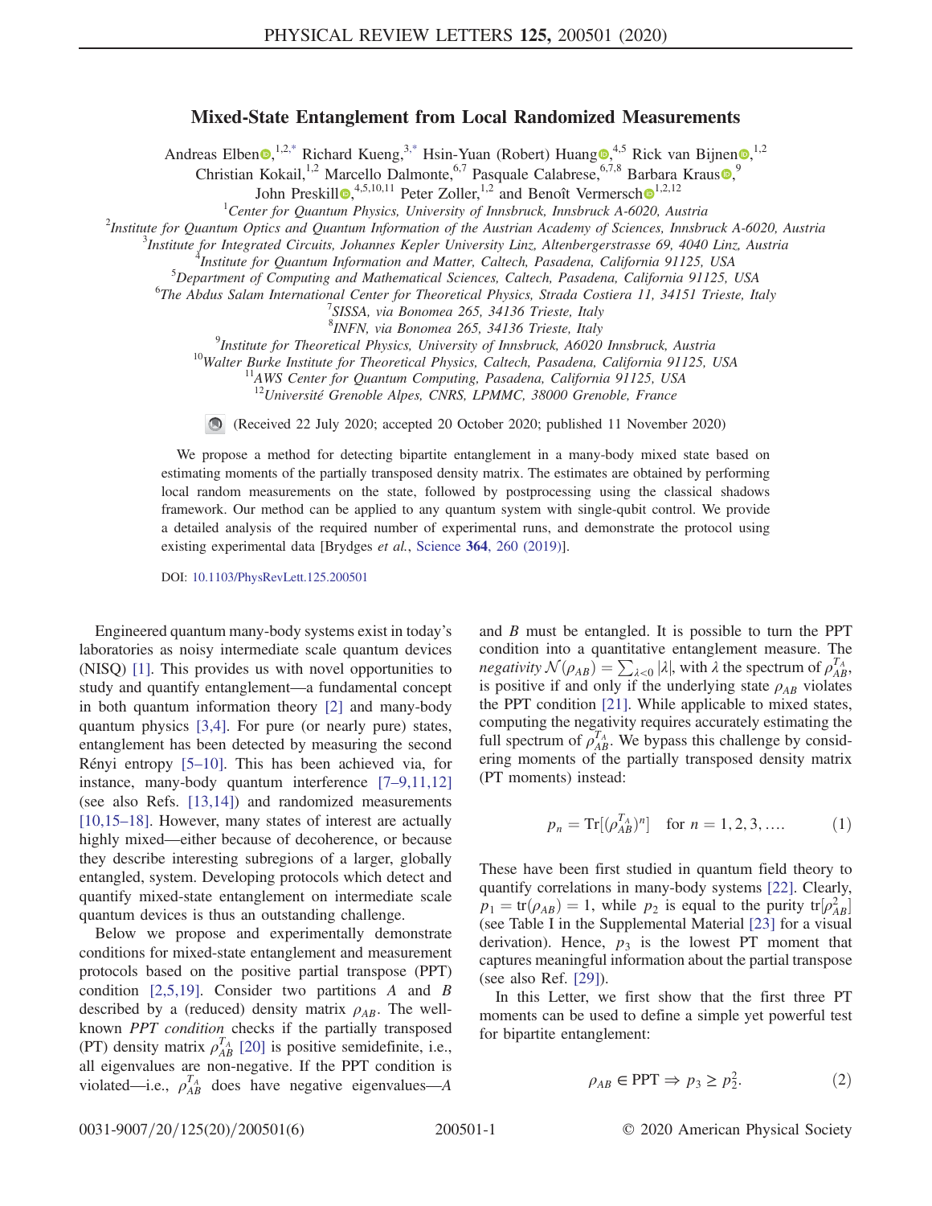# Mixed-State Entanglement from Local Randomized Measurements

Andreas Elben,[1,2,*] Richard Kueng,[3,*] Hsin-Yuan (Robert) Huang,[4,5] Rick van Bijnen,[1,2] Christian Kokail,[1,2] Marcello Dalmonte,[6,7] Pasquale Calabrese,[6,7,8] Barbara Kraus,[9] John Preskill,[4,5,10,11] Peter Zoller,[1,2] and Benoît Vermersch[1,2,12]

[1]Center for Quantum Physics, University of Innsbruck, Innsbruck A-6020, Austria
[2]Institute for Quantum Optics and Quantum Information of the Austrian Academy of Sciences, Innsbruck A-6020, Austria
[3]Institute for Integrated Circuits, Johannes Kepler University Linz, Altenbergerstrasse 69, 4040 Linz, Austria
[4]Institute for Quantum Information and Matter, Caltech, Pasadena, California 91125, USA
[5]Department of Computing and Mathematical Sciences, Caltech, Pasadena, California 91125, USA
[6]The Abdus Salam International Center for Theoretical Physics, Strada Costiera 11, 34151 Trieste, Italy
[7]SISSA, via Bonomea 265, 34136 Trieste, Italy
[8]INFN, via Bonomea 265, 34136 Trieste, Italy
[9]Institute for Theoretical Physics, University of Innsbruck, A6020 Innsbruck, Austria
[10]Walter Burke Institute for Theoretical Physics, Caltech, Pasadena, California 91125, USA
[11]AWS Center for Quantum Computing, Pasadena, California 91125, USA
[12]Université Grenoble Alpes, CNRS, LPMMC, 38000 Grenoble, France

(Received 22 July 2020; accepted 20 October 2020; published 11 November 2020)

We propose a method for detecting bipartite entanglement in a many-body mixed state based on estimating moments of the partially transposed density matrix. The estimates are obtained by performing local random measurements on the state, followed by postprocessing using the classical shadows framework. Our method can be applied to any quantum system with single-qubit control. We provide a detailed analysis of the required number of experimental runs, and demonstrate the protocol using existing experimental data [Brydges *et al.*, Science **364**, 260 (2019)].

DOI: 10.1103/PhysRevLett.125.200501

Engineered quantum many-body systems exist in today's laboratories as noisy intermediate scale quantum devices (NISQ) [1]. This provides us with novel opportunities to study and quantify entanglement—a fundamental concept in both quantum information theory [2] and many-body quantum physics [3,4]. For pure (or nearly pure) states, entanglement has been detected by measuring the second Rényi entropy [5–10]. This has been achieved via, for instance, many-body quantum interference [7–9,11,12] (see also Refs. [13,14]) and randomized measurements [10,15–18]. However, many states of interest are actually highly mixed—either because of decoherence, or because they describe interesting subregions of a larger, globally entangled, system. Developing protocols which detect and quantify mixed-state entanglement on intermediate scale quantum devices is thus an outstanding challenge.

Below we propose and experimentally demonstrate conditions for mixed-state entanglement and measurement protocols based on the positive partial transpose (PPT) condition [2,5,19]. Consider two partitions $A$ and $B$ described by a (reduced) density matrix $\rho_{AB}$. The well-known *PPT condition* checks if the partially transposed (PT) density matrix $\rho_{AB}^{T_A}$ [20] is positive semidefinite, i.e., all eigenvalues are non-negative. If the PPT condition is violated—i.e., $\rho_{AB}^{T_A}$ does have negative eigenvalues—$A$ and $B$ must be entangled. It is possible to turn the PPT condition into a quantitative entanglement measure. The *negativity* $\mathcal{N}(\rho_{AB}) = \sum_{\lambda<0} |\lambda|$, with $\lambda$ the spectrum of $\rho_{AB}^{T_A}$, is positive if and only if the underlying state $\rho_{AB}$ violates the PPT condition [21]. While applicable to mixed states, computing the negativity requires accurately estimating the full spectrum of $\rho_{AB}^{T_A}$. We bypass this challenge by considering moments of the partially transposed density matrix (PT moments) instead:

$$p_n = \mathrm{Tr}[(\rho_{AB}^{T_A})^n] \quad \text{for } n = 1, 2, 3, \ldots . \tag{1}$$

These have been first studied in quantum field theory to quantify correlations in many-body systems [22]. Clearly, $p_1 = \mathrm{tr}(\rho_{AB}) = 1$, while $p_2$ is equal to the purity $\mathrm{tr}[\rho_{AB}^2]$ (see Table I in the Supplemental Material [23] for a visual derivation). Hence, $p_3$ is the lowest PT moment that captures meaningful information about the partial transpose (see also Ref. [29]).

In this Letter, we first show that the first three PT moments can be used to define a simple yet powerful test for bipartite entanglement:

$$\rho_{AB} \in \mathrm{PPT} \Rightarrow p_3 \geq p_2^2. \tag{2}$$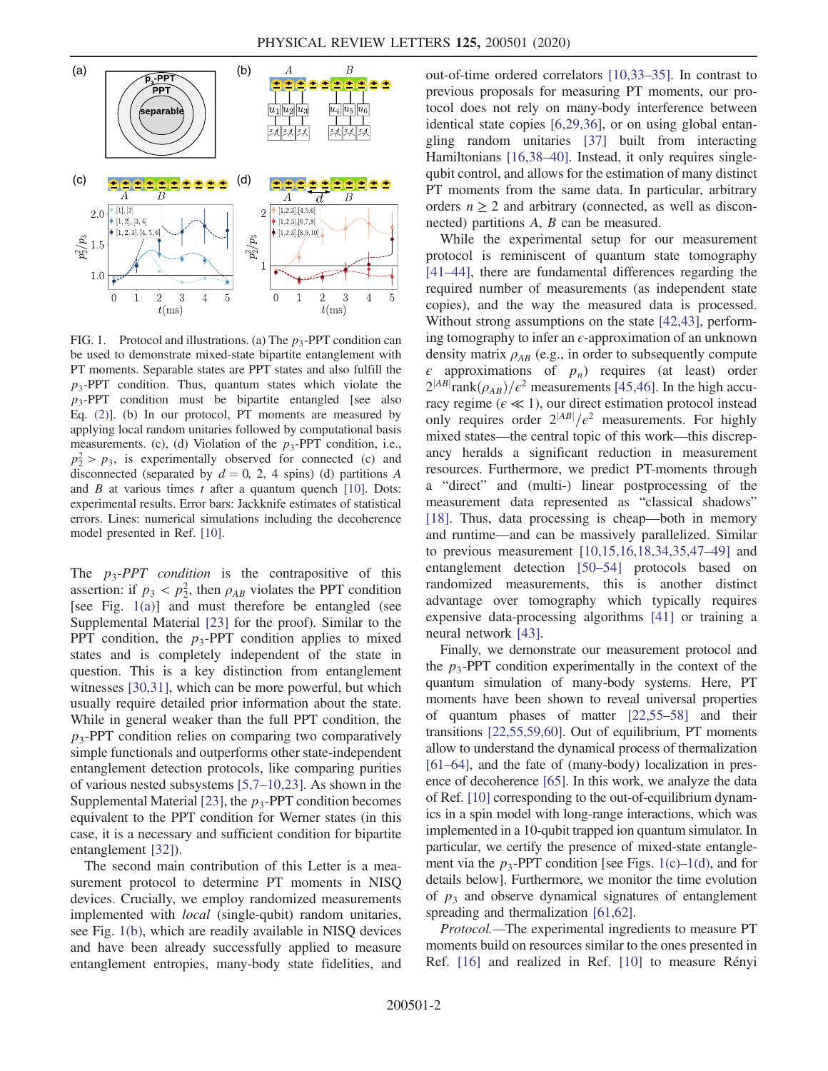FIG. 1. Protocol and illustrations. (a) The $p_3$-PPT condition can be used to demonstrate mixed-state bipartite entanglement with PT moments. Separable states are PPT states and also fulfill the $p_3$-PPT condition. Thus, quantum states which violate the $p_3$-PPT condition must be bipartite entangled [see also Eq. (2)]. (b) In our protocol, PT moments are measured by applying local random unitaries followed by computational basis measurements. (c), (d) Violation of the $p_3$-PPT condition, i.e., $p_2^2 > p_3$, is experimentally observed for connected (c) and disconnected (separated by $d = 0, 2, 4$ spins) (d) partitions $A$ and $B$ at various times $t$ after a quantum quench [10]. Dots: experimental results. Error bars: Jackknife estimates of statistical errors. Lines: numerical simulations including the decoherence model presented in Ref. [10].

The *$p_3$-PPT condition* is the contrapositive of this assertion: if $p_3 < p_2^2$, then $\rho_{AB}$ violates the PPT condition [see Fig. 1(a)] and must therefore be entangled (see Supplemental Material [23] for the proof). Similar to the PPT condition, the $p_3$-PPT condition applies to mixed states and is completely independent of the state in question. This is a key distinction from entanglement witnesses [30,31], which can be more powerful, but which usually require detailed prior information about the state. While in general weaker than the full PPT condition, the $p_3$-PPT condition relies on comparing two comparatively simple functionals and outperforms other state-independent entanglement detection protocols, like comparing purities of various nested subsystems [5,7–10,23]. As shown in the Supplemental Material [23], the $p_3$-PPT condition becomes equivalent to the PPT condition for Werner states (in this case, it is a necessary and sufficient condition for bipartite entanglement [32]).

The second main contribution of this Letter is a measurement protocol to determine PT moments in NISQ devices. Crucially, we employ randomized measurements implemented with *local* (single-qubit) random unitaries, see Fig. 1(b), which are readily available in NISQ devices and have been already successfully applied to measure entanglement entropies, many-body state fidelities, and out-of-time ordered correlators [10,33–35]. In contrast to previous proposals for measuring PT moments, our protocol does not rely on many-body interference between identical state copies [6,29,36], or on using global entangling random unitaries [37] built from interacting Hamiltonians [16,38–40]. Instead, it only requires single-qubit control, and allows for the estimation of many distinct PT moments from the same data. In particular, arbitrary orders $n \geq 2$ and arbitrary (connected, as well as disconnected) partitions $A$, $B$ can be measured.

While the experimental setup for our measurement protocol is reminiscent of quantum state tomography [41–44], there are fundamental differences regarding the required number of measurements (as independent state copies), and the way the measured data is processed. Without strong assumptions on the state [42,43], performing tomography to infer an $\epsilon$-approximation of an unknown density matrix $\rho_{AB}$ (e.g., in order to subsequently compute $\epsilon$ approximations of $p_n$) requires (at least) order $2^{|AB|}\text{rank}(\rho_{AB})/\epsilon^2$ measurements [45,46]. In the high accuracy regime ($\epsilon \ll 1$), our direct estimation protocol instead only requires order $2^{|AB|}/\epsilon^2$ measurements. For highly mixed states—the central topic of this work—this discrepancy heralds a significant reduction in measurement resources. Furthermore, we predict PT-moments through a "direct" and (multi-) linear postprocessing of the measurement data represented as "classical shadows" [18]. Thus, data processing is cheap—both in memory and runtime—and can be massively parallelized. Similar to previous measurement [10,15,16,18,34,35,47–49] and entanglement detection [50–54] protocols based on randomized measurements, this is another distinct advantage over tomography which typically requires expensive data-processing algorithms [41] or training a neural network [43].

Finally, we demonstrate our measurement protocol and the $p_3$-PPT condition experimentally in the context of the quantum simulation of many-body systems. Here, PT moments have been shown to reveal universal properties of quantum phases of matter [22,55–58] and their transitions [22,55,59,60]. Out of equilibrium, PT moments allow to understand the dynamical process of thermalization [61–64], and the fate of (many-body) localization in presence of decoherence [65]. In this work, we analyze the data of Ref. [10] corresponding to the out-of-equilibrium dynamics in a spin model with long-range interactions, which was implemented in a 10-qubit trapped ion quantum simulator. In particular, we certify the presence of mixed-state entanglement via the $p_3$-PPT condition [see Figs. 1(c)–1(d), and for details below]. Furthermore, we monitor the time evolution of $p_3$ and observe dynamical signatures of entanglement spreading and thermalization [61,62].

*Protocol.*—The experimental ingredients to measure PT moments build on resources similar to the ones presented in Ref. [16] and realized in Ref. [10] to measure Rényi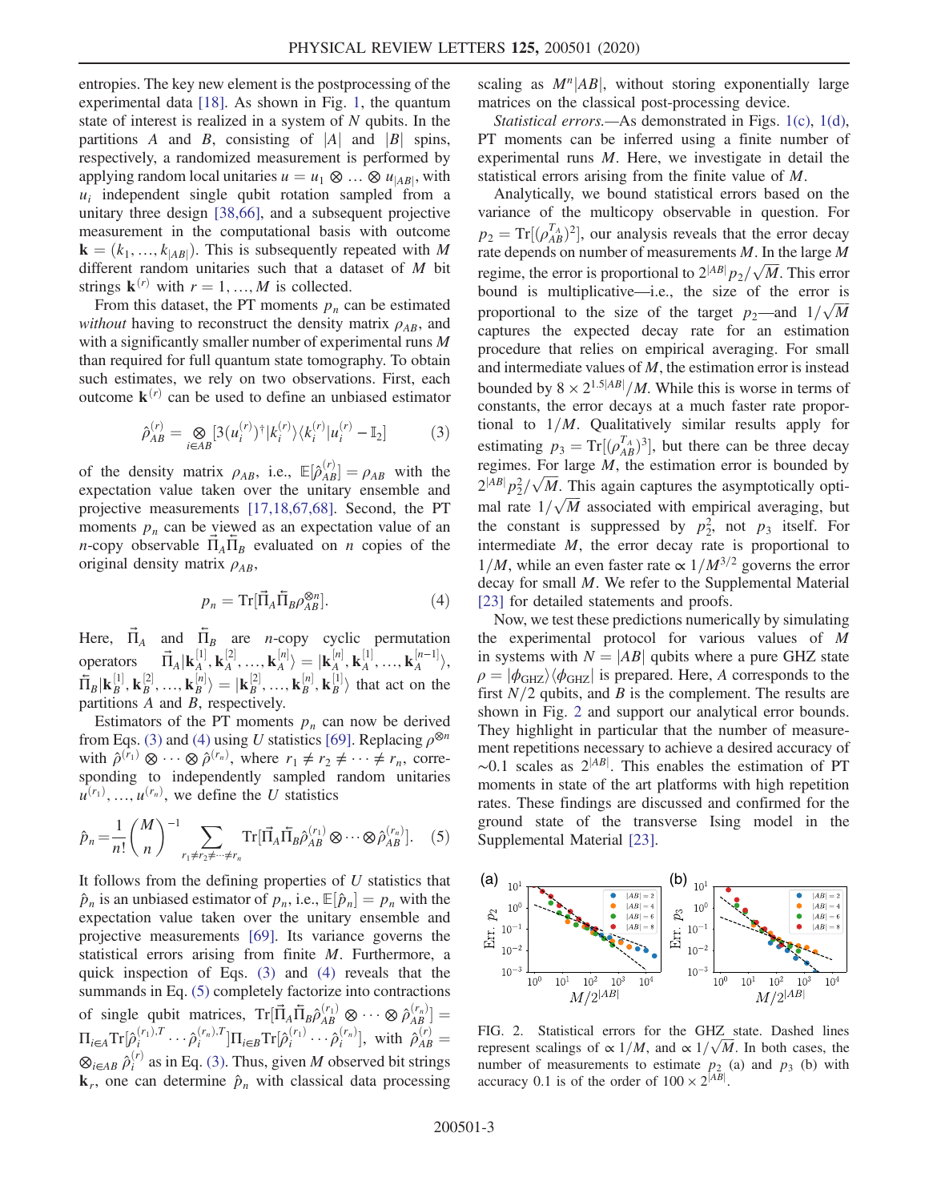entropies. The key new element is the postprocessing of the experimental data [18]. As shown in Fig. 1, the quantum state of interest is realized in a system of $N$ qubits. In the partitions $A$ and $B$, consisting of $|A|$ and $|B|$ spins, respectively, a randomized measurement is performed by applying random local unitaries $u = u_1 \otimes \ldots \otimes u_{|AB|}$, with $u_i$ independent single qubit rotation sampled from a unitary three design [38,66], and a subsequent projective measurement in the computational basis with outcome $\mathbf{k} = (k_1, \ldots, k_{|AB|})$. This is subsequently repeated with $M$ different random unitaries such that a dataset of $M$ bit strings $\mathbf{k}^{(r)}$ with $r = 1, \ldots, M$ is collected.

From this dataset, the PT moments $p_n$ can be estimated *without* having to reconstruct the density matrix $\rho_{AB}$, and with a significantly smaller number of experimental runs $M$ than required for full quantum state tomography. To obtain such estimates, we rely on two observations. First, each outcome $\mathbf{k}^{(r)}$ can be used to define an unbiased estimator

$$\hat{\rho}_{AB}^{(r)} = \bigotimes_{i \in AB} [3(u_i^{(r)})^\dagger |k_i^{(r)}\rangle\langle k_i^{(r)}| u_i^{(r)} - \mathbb{I}_2] \tag{3}$$

of the density matrix $\rho_{AB}$, i.e., $\mathbb{E}[\hat{\rho}_{AB}^{(r)}] = \rho_{AB}$ with the expectation value taken over the unitary ensemble and projective measurements [17,18,67,68]. Second, the PT moments $p_n$ can be viewed as an expectation value of an $n$-copy observable $\vec{\Pi}_A \overleftarrow{\Pi}_B$ evaluated on $n$ copies of the original density matrix $\rho_{AB}$,

$$p_n = \mathrm{Tr}[\vec{\Pi}_A \overleftarrow{\Pi}_B \rho_{AB}^{\otimes n}]. \tag{4}$$

Here, $\vec{\Pi}_A$ and $\overleftarrow{\Pi}_B$ are $n$-copy cyclic permutation operators $\vec{\Pi}_A |\mathbf{k}_A^{[1]}, \mathbf{k}_A^{[2]}, \ldots, \mathbf{k}_A^{[n]}\rangle = |\mathbf{k}_A^{[n]}, \mathbf{k}_A^{[1]}, \ldots, \mathbf{k}_A^{[n-1]}\rangle$, $\overleftarrow{\Pi}_B |\mathbf{k}_B^{[1]}, \mathbf{k}_B^{[2]}, \ldots, \mathbf{k}_B^{[n]}\rangle = |\mathbf{k}_B^{[2]}, \ldots, \mathbf{k}_B^{[n]}, \mathbf{k}_B^{[1]}\rangle$ that act on the partitions $A$ and $B$, respectively.

Estimators of the PT moments $p_n$ can now be derived from Eqs. (3) and (4) using $U$ statistics [69]. Replacing $\rho^{\otimes n}$ with $\hat{\rho}^{(r_1)} \otimes \cdots \otimes \hat{\rho}^{(r_n)}$, where $r_1 \neq r_2 \neq \cdots \neq r_n$, corresponding to independently sampled random unitaries $u^{(r_1)}, \ldots, u^{(r_n)}$, we define the $U$ statistics

$$\hat{p}_n = \frac{1}{n!} \binom{M}{n}^{-1} \sum_{r_1 \neq r_2 \neq \cdots \neq r_n} \mathrm{Tr}[\vec{\Pi}_A \overleftarrow{\Pi}_B \hat{\rho}_{AB}^{(r_1)} \otimes \cdots \otimes \hat{\rho}_{AB}^{(r_n)}]. \tag{5}$$

It follows from the defining properties of $U$ statistics that $\hat{p}_n$ is an unbiased estimator of $p_n$, i.e., $\mathbb{E}[\hat{p}_n] = p_n$ with the expectation value taken over the unitary ensemble and projective measurements [69]. Its variance governs the statistical errors arising from finite $M$. Furthermore, a quick inspection of Eqs. (3) and (4) reveals that the summands in Eq. (5) completely factorize into contractions of single qubit matrices, $\mathrm{Tr}[\vec{\Pi}_A \overleftarrow{\Pi}_B \hat{\rho}_{AB}^{(r_1)} \otimes \cdots \otimes \hat{\rho}_{AB}^{(r_n)}] = \Pi_{i \in A} \mathrm{Tr}[\hat{\rho}_i^{(r_1),T} \cdots \hat{\rho}_i^{(r_n),T}] \Pi_{i \in B} \mathrm{Tr}[\hat{\rho}_i^{(r_1)} \cdots \hat{\rho}_i^{(r_n)}]$, with $\hat{\rho}_{AB}^{(r)} = \otimes_{i \in AB} \hat{\rho}_i^{(r)}$ as in Eq. (3). Thus, given $M$ observed bit strings $\mathbf{k}_r$, one can determine $\hat{p}_n$ with classical data processing scaling as $M^n |AB|$, without storing exponentially large matrices on the classical post-processing device.

*Statistical errors.*—As demonstrated in Figs. 1(c), 1(d), PT moments can be inferred using a finite number of experimental runs $M$. Here, we investigate in detail the statistical errors arising from the finite value of $M$.

Analytically, we bound statistical errors based on the variance of the multicopy observable in question. For $p_2 = \mathrm{Tr}[(\rho_{AB}^{T_A})^2]$, our analysis reveals that the error decay rate depends on number of measurements $M$. In the large $M$ regime, the error is proportional to $2^{|AB|} p_2 / \sqrt{M}$. This error bound is multiplicative—i.e., the size of the error is proportional to the size of the target $p_2$—and $1/\sqrt{M}$ captures the expected decay rate for an estimation procedure that relies on empirical averaging. For small and intermediate values of $M$, the estimation error is instead bounded by $8 \times 2^{1.5|AB|}/M$. While this is worse in terms of constants, the error decays at a much faster rate proportional to $1/M$. Qualitatively similar results apply for estimating $p_3 = \mathrm{Tr}[(\rho_{AB}^{T_A})^3]$, but there can be three decay regimes. For large $M$, the estimation error is bounded by $2^{|AB|} p_2^2 / \sqrt{M}$. This again captures the asymptotically optimal rate $1/\sqrt{M}$ associated with empirical averaging, but the constant is suppressed by $p_2^2$, not $p_3$ itself. For intermediate $M$, the error decay rate is proportional to $1/M$, while an even faster rate $\propto 1/M^{3/2}$ governs the error decay for small $M$. We refer to the Supplemental Material [23] for detailed statements and proofs.

Now, we test these predictions numerically by simulating the experimental protocol for various values of $M$ in systems with $N = |AB|$ qubits where a pure GHZ state $\rho = |\phi_{\mathrm{GHZ}}\rangle\langle\phi_{\mathrm{GHZ}}|$ is prepared. Here, $A$ corresponds to the first $N/2$ qubits, and $B$ is the complement. The results are shown in Fig. 2 and support our analytical error bounds. They highlight in particular that the number of measurement repetitions necessary to achieve a desired accuracy of $\sim 0.1$ scales as $2^{|AB|}$. This enables the estimation of PT moments in state of the art platforms with high repetition rates. These findings are discussed and confirmed for the ground state of the transverse Ising model in the Supplemental Material [23].

FIG. 2. Statistical errors for the GHZ state. Dashed lines represent scalings of $\propto 1/M$, and $\propto 1/\sqrt{M}$. In both cases, the number of measurements to estimate $p_2$ (a) and $p_3$ (b) with accuracy 0.1 is of the order of $100 \times 2^{|AB|}$.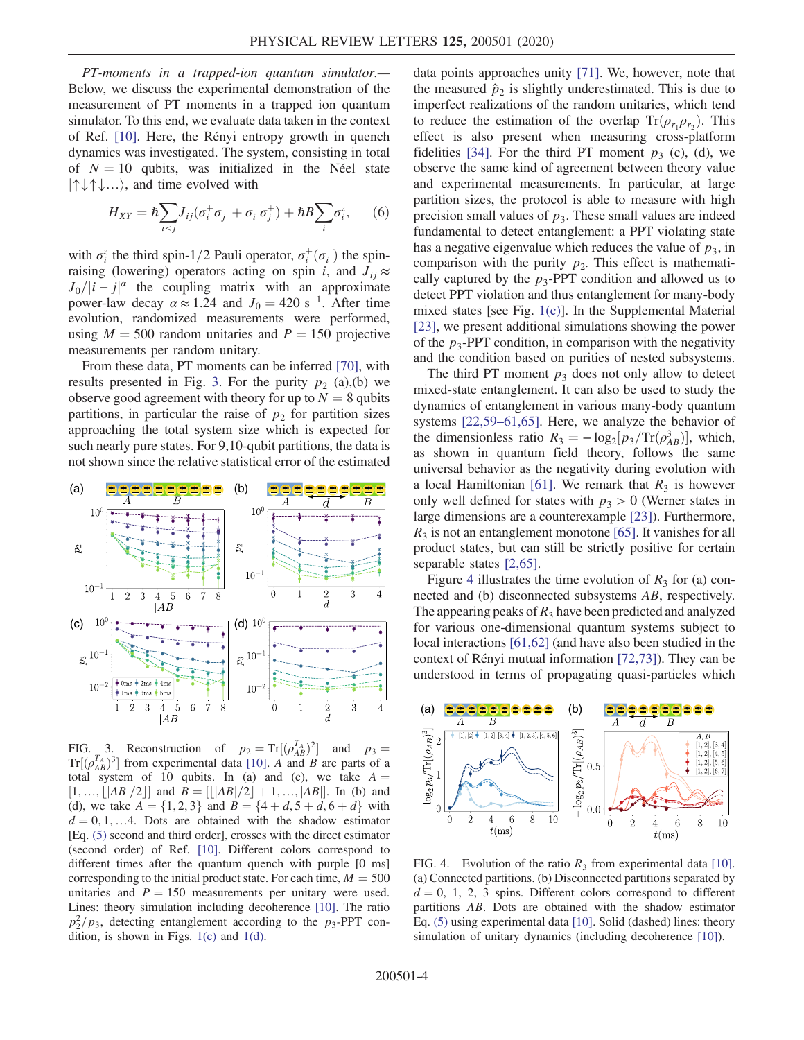*PT-moments in a trapped-ion quantum simulator.*— Below, we discuss the experimental demonstration of the measurement of PT moments in a trapped ion quantum simulator. To this end, we evaluate data taken in the context of Ref. [10]. Here, the Rényi entropy growth in quench dynamics was investigated. The system, consisting in total of $N = 10$ qubits, was initialized in the Néel state $|\uparrow\downarrow\uparrow\downarrow\ldots\rangle$, and time evolved with

$$H_{XY} = \hbar \sum_{i<j} J_{ij}(\sigma_i^+ \sigma_j^- + \sigma_i^- \sigma_j^+) + \hbar B \sum_i \sigma_i^z, \tag{6}$$

with $\sigma_i^z$ the third spin-1/2 Pauli operator, $\sigma_i^+(\sigma_i^-)$ the spin-raising (lowering) operators acting on spin $i$, and $J_{ij} \approx J_0/|i-j|^\alpha$ the coupling matrix with an approximate power-law decay $\alpha \approx 1.24$ and $J_0 = 420\ \mathrm{s}^{-1}$. After time evolution, randomized measurements were performed, using $M = 500$ random unitaries and $P = 150$ projective measurements per random unitary.

From these data, PT moments can be inferred [70], with results presented in Fig. 3. For the purity $p_2$ (a),(b) we observe good agreement with theory for up to $N = 8$ qubits partitions, in particular the raise of $p_2$ for partition sizes approaching the total system size which is expected for such nearly pure states. For 9,10-qubit partitions, the data is not shown since the relative statistical error of the estimated data points approaches unity [71]. We, however, note that the measured $\hat{p}_2$ is slightly underestimated. This is due to imperfect realizations of the random unitaries, which tend to reduce the estimation of the overlap $\mathrm{Tr}(\rho_{r_1}\rho_{r_2})$. This effect is also present when measuring cross-platform fidelities [34]. For the third PT moment $p_3$ (c), (d), we observe the same kind of agreement between theory value and experimental measurements. In particular, at large partition sizes, the protocol is able to measure with high precision small values of $p_3$. These small values are indeed fundamental to detect entanglement: a PPT violating state has a negative eigenvalue which reduces the value of $p_3$, in comparison with the purity $p_2$. This effect is mathematically captured by the $p_3$-PPT condition and allowed us to detect PPT violation and thus entanglement for many-body mixed states [see Fig. 1(c)]. In the Supplemental Material [23], we present additional simulations showing the power of the $p_3$-PPT condition, in comparison with the negativity and the condition based on purities of nested subsystems.

(a) A B
$10^0$
$p_2$
$10^{-1}$
1 2 3 4 5 6 7 8
$|AB|$

(b) A d B
$10^0$
$p_2$
$10^{-1}$
0 1 2 3 4
$d$

(c) $10^0$
$p_3$ $10^{-1}$
$10^{-2}$
0ms 2ms 4ms
1ms 3ms 5ms
1 2 3 4 5 6 7 8
$|AB|$

(d) $10^0$
$p_3$ $10^{-1}$
$10^{-2}$
0 1 2 3 4
$d$

FIG. 3. Reconstruction of $p_2 = \mathrm{Tr}[(\rho_{AB}^{T_A})^2]$ and $p_3 = \mathrm{Tr}[(\rho_{AB}^{T_A})^3]$ from experimental data [10]. $A$ and $B$ are parts of a total system of 10 qubits. In (a) and (c), we take $A = [1, \ldots, \lfloor |AB|/2 \rfloor]$ and $B = [\lfloor |AB|/2 \rfloor + 1, \ldots, |AB|]$. In (b) and (d), we take $A = \{1,2,3\}$ and $B = \{4+d, 5+d, 6+d\}$ with $d = 0, 1, \ldots 4$. Dots are obtained with the shadow estimator [Eq. (5) second and third order], crosses with the direct estimator (second order) of Ref. [10]. Different colors correspond to different times after the quantum quench with purple [0 ms] corresponding to the initial product state. For each time, $M = 500$ unitaries and $P = 150$ measurements per unitary were used. Lines: theory simulation including decoherence [10]. The ratio $p_2^2/p_3$, detecting entanglement according to the $p_3$-PPT condition, is shown in Figs. 1(c) and 1(d).

The third PT moment $p_3$ does not only allow to detect mixed-state entanglement. It can also be used to study the dynamics of entanglement in various many-body quantum systems [22,59–61,65]. Here, we analyze the behavior of the dimensionless ratio $R_3 = -\log_2[p_3/\mathrm{Tr}(\rho_{AB}^3)]$, which, as shown in quantum field theory, follows the same universal behavior as the negativity during evolution with a local Hamiltonian [61]. We remark that $R_3$ is however only well defined for states with $p_3 > 0$ (Werner states in large dimensions are a counterexample [23]). Furthermore, $R_3$ is not an entanglement monotone [65]. It vanishes for all product states, but can still be strictly positive for certain separable states [2,65].

Figure 4 illustrates the time evolution of $R_3$ for (a) connected and (b) disconnected subsystems $AB$, respectively. The appearing peaks of $R_3$ have been predicted and analyzed for various one-dimensional quantum systems subject to local interactions [61,62] (and have also been studied in the context of Rényi mutual information [72,73]). They can be understood in terms of propagating quasi-particles which

(a) A B
[1],[2] [1,2],[3,4] [1,2,3],[4,5,6]
$-\log_2 p_3/\mathrm{Tr}[(\rho_{AB})^3]$
2
1
0
0 2 4 6 8 10
$t$(ms)

(b) A d B
A, B
[1,2],[3,4]
[1,2],[4,5]
[1,2],[5,6]
[1,2],[6,7]
$-\log_2 p_3/\mathrm{Tr}[(\rho_{AB})^3]$
0.5
0.0
0 2 4 6 8 10
$t$(ms)

FIG. 4. Evolution of the ratio $R_3$ from experimental data [10]. (a) Connected partitions. (b) Disconnected partitions separated by $d = 0, 1, 2, 3$ spins. Different colors correspond to different partitions $AB$. Dots are obtained with the shadow estimator Eq. (5) using experimental data [10]. Solid (dashed) lines: theory simulation of unitary dynamics (including decoherence [10]).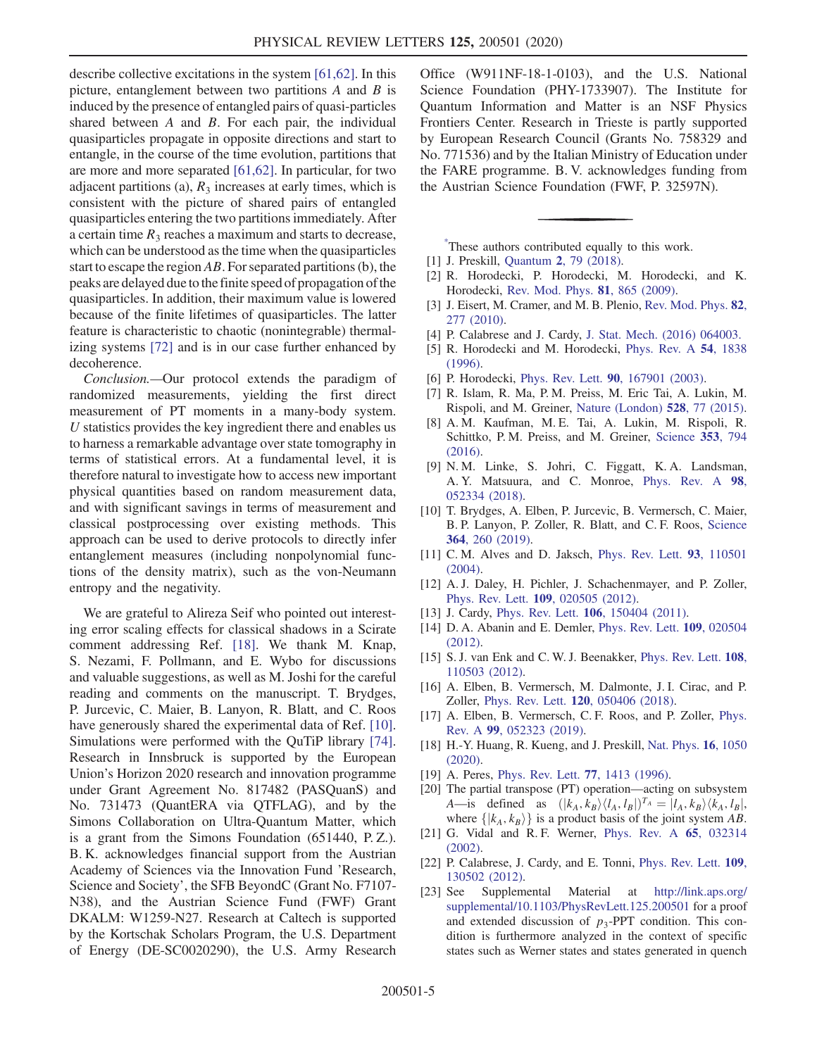describe collective excitations in the system [61,62]. In this picture, entanglement between two partitions $A$ and $B$ is induced by the presence of entangled pairs of quasi-particles shared between $A$ and $B$. For each pair, the individual quasiparticles propagate in opposite directions and start to entangle, in the course of the time evolution, partitions that are more and more separated [61,62]. In particular, for two adjacent partitions (a), $R_3$ increases at early times, which is consistent with the picture of shared pairs of entangled quasiparticles entering the two partitions immediately. After a certain time $R_3$ reaches a maximum and starts to decrease, which can be understood as the time when the quasiparticles start to escape the region $AB$. For separated partitions (b), the peaks are delayed due to the finite speed of propagation of the quasiparticles. In addition, their maximum value is lowered because of the finite lifetimes of quasiparticles. The latter feature is characteristic to chaotic (nonintegrable) thermalizing systems [72] and is in our case further enhanced by decoherence.

*Conclusion.*—Our protocol extends the paradigm of randomized measurements, yielding the first direct measurement of PT moments in a many-body system. $U$ statistics provides the key ingredient there and enables us to harness a remarkable advantage over state tomography in terms of statistical errors. At a fundamental level, it is therefore natural to investigate how to access new important physical quantities based on random measurement data, and with significant savings in terms of measurement and classical postprocessing over existing methods. This approach can be used to derive protocols to directly infer entanglement measures (including nonpolynomial functions of the density matrix), such as the von-Neumann entropy and the negativity.

We are grateful to Alireza Seif who pointed out interesting error scaling effects for classical shadows in a Scirate comment addressing Ref. [18]. We thank M. Knap, S. Nezami, F. Pollmann, and E. Wybo for discussions and valuable suggestions, as well as M. Joshi for the careful reading and comments on the manuscript. T. Brydges, P. Jurcevic, C. Maier, B. Lanyon, R. Blatt, and C. Roos have generously shared the experimental data of Ref. [10]. Simulations were performed with the QuTiP library [74]. Research in Innsbruck is supported by the European Union's Horizon 2020 research and innovation programme under Grant Agreement No. 817482 (PASQuanS) and No. 731473 (QuantERA via QTFLAG), and by the Simons Collaboration on Ultra-Quantum Matter, which is a grant from the Simons Foundation (651440, P. Z.). B. K. acknowledges financial support from the Austrian Academy of Sciences via the Innovation Fund 'Research, Science and Society', the SFB BeyondC (Grant No. F7107-N38), and the Austrian Science Fund (FWF) Grant DKALM: W1259-N27. Research at Caltech is supported by the Kortschak Scholars Program, the U.S. Department of Energy (DE-SC0020290), the U.S. Army Research Office (W911NF-18-1-0103), and the U.S. National Science Foundation (PHY-1733907). The Institute for Quantum Information and Matter is an NSF Physics Frontiers Center. Research in Trieste is partly supported by European Research Council (Grants No. 758329 and No. 771536) and by the Italian Ministry of Education under the FARE programme. B. V. acknowledges funding from the Austrian Science Foundation (FWF, P. 32597N).

---

[*] These authors contributed equally to this work.

[1] J. Preskill, Quantum 2, 79 (2018).

[2] R. Horodecki, P. Horodecki, M. Horodecki, and K. Horodecki, Rev. Mod. Phys. 81, 865 (2009).

[3] J. Eisert, M. Cramer, and M. B. Plenio, Rev. Mod. Phys. 82, 277 (2010).

[4] P. Calabrese and J. Cardy, J. Stat. Mech. (2016) 064003.

[5] R. Horodecki and M. Horodecki, Phys. Rev. A 54, 1838 (1996).

[6] P. Horodecki, Phys. Rev. Lett. 90, 167901 (2003).

[7] R. Islam, R. Ma, P. M. Preiss, M. Eric Tai, A. Lukin, M. Rispoli, and M. Greiner, Nature (London) 528, 77 (2015).

[8] A. M. Kaufman, M. E. Tai, A. Lukin, M. Rispoli, R. Schittko, P. M. Preiss, and M. Greiner, Science 353, 794 (2016).

[9] N. M. Linke, S. Johri, C. Figgatt, K. A. Landsman, A. Y. Matsuura, and C. Monroe, Phys. Rev. A 98, 052334 (2018).

[10] T. Brydges, A. Elben, P. Jurcevic, B. Vermersch, C. Maier, B. P. Lanyon, P. Zoller, R. Blatt, and C. F. Roos, Science 364, 260 (2019).

[11] C. M. Alves and D. Jaksch, Phys. Rev. Lett. 93, 110501 (2004).

[12] A. J. Daley, H. Pichler, J. Schachenmayer, and P. Zoller, Phys. Rev. Lett. 109, 020505 (2012).

[13] J. Cardy, Phys. Rev. Lett. 106, 150404 (2011).

[14] D. A. Abanin and E. Demler, Phys. Rev. Lett. 109, 020504 (2012).

[15] S. J. van Enk and C. W. J. Beenakker, Phys. Rev. Lett. 108, 110503 (2012).

[16] A. Elben, B. Vermersch, M. Dalmonte, J. I. Cirac, and P. Zoller, Phys. Rev. Lett. 120, 050406 (2018).

[17] A. Elben, B. Vermersch, C. F. Roos, and P. Zoller, Phys. Rev. A 99, 052323 (2019).

[18] H.-Y. Huang, R. Kueng, and J. Preskill, Nat. Phys. 16, 1050 (2020).

[19] A. Peres, Phys. Rev. Lett. 77, 1413 (1996).

[20] The partial transpose (PT) operation—acting on subsystem $A$—is defined as $(|k_A, k_B\rangle\langle l_A, l_B|)^{T_A} = |l_A, k_B\rangle\langle k_A, l_B|$, where $\{|k_A, k_B\rangle\}$ is a product basis of the joint system $AB$.

[21] G. Vidal and R. F. Werner, Phys. Rev. A 65, 032314 (2002).

[22] P. Calabrese, J. Cardy, and E. Tonni, Phys. Rev. Lett. 109, 130502 (2012).

[23] See Supplemental Material at http://link.aps.org/supplemental/10.1103/PhysRevLett.125.200501 for a proof and extended discussion of $p_3$-PPT condition. This condition is furthermore analyzed in the context of specific states such as Werner states and states generated in quench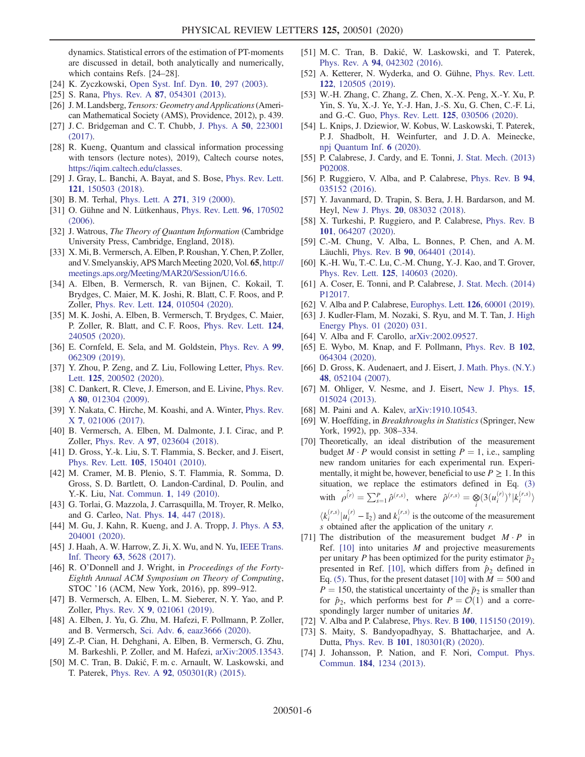dynamics. Statistical errors of the estimation of PT-moments are discussed in detail, both analytically and numerically, which contains Refs. [24–28].

[24] K. Zyczkowski, Open Syst. Inf. Dyn. **10**, 297 (2003).

[25] S. Rana, Phys. Rev. A **87**, 054301 (2013).

[26] J. M. Landsberg, *Tensors: Geometry and Applications* (American Mathematical Society (AMS), Providence, 2012), p. 439.

[27] J. C. Bridgeman and C. T. Chubb, J. Phys. A **50**, 223001 (2017).

[28] R. Kueng, Quantum and classical information processing with tensors (lecture notes), 2019), Caltech course notes, https://iqim.caltech.edu/classes.

[29] J. Gray, L. Banchi, A. Bayat, and S. Bose, Phys. Rev. Lett. **121**, 150503 (2018).

[30] B. M. Terhal, Phys. Lett. A **271**, 319 (2000).

[31] O. Gühne and N. Lütkenhaus, Phys. Rev. Lett. **96**, 170502 (2006).

[32] J. Watrous, *The Theory of Quantum Information* (Cambridge University Press, Cambridge, England, 2018).

[33] X. Mi, B. Vermersch, A. Elben, P. Roushan, Y. Chen, P. Zoller, and V. Smelyanskiy, APS March Meeting 2020, Vol. **65**, http://meetings.aps.org/Meeting/MAR20/Session/U16.6.

[34] A. Elben, B. Vermersch, R. van Bijnen, C. Kokail, T. Brydges, C. Maier, M. K. Joshi, R. Blatt, C. F. Roos, and P. Zoller, Phys. Rev. Lett. **124**, 010504 (2020).

[35] M. K. Joshi, A. Elben, B. Vermersch, T. Brydges, C. Maier, P. Zoller, R. Blatt, and C. F. Roos, Phys. Rev. Lett. **124**, 240505 (2020).

[36] E. Cornfeld, E. Sela, and M. Goldstein, Phys. Rev. A **99**, 062309 (2019).

[37] Y. Zhou, P. Zeng, and Z. Liu, Following Letter, Phys. Rev. Lett. **125**, 200502 (2020).

[38] C. Dankert, R. Cleve, J. Emerson, and E. Livine, Phys. Rev. A **80**, 012304 (2009).

[39] Y. Nakata, C. Hirche, M. Koashi, and A. Winter, Phys. Rev. X **7**, 021006 (2017).

[40] B. Vermersch, A. Elben, M. Dalmonte, J. I. Cirac, and P. Zoller, Phys. Rev. A **97**, 023604 (2018).

[41] D. Gross, Y.-k. Liu, S. T. Flammia, S. Becker, and J. Eisert, Phys. Rev. Lett. **105**, 150401 (2010).

[42] M. Cramer, M. B. Plenio, S. T. Flammia, R. Somma, D. Gross, S. D. Bartlett, O. Landon-Cardinal, D. Poulin, and Y.-K. Liu, Nat. Commun. **1**, 149 (2010).

[43] G. Torlai, G. Mazzola, J. Carrasquilla, M. Troyer, R. Melko, and G. Carleo, Nat. Phys. **14**, 447 (2018).

[44] M. Gu, J. Kahn, R. Kueng, and J. A. Tropp, J. Phys. A **53**, 204001 (2020).

[45] J. Haah, A. W. Harrow, Z. Ji, X. Wu, and N. Yu, IEEE Trans. Inf. Theory **63**, 5628 (2017).

[46] R. O'Donnell and J. Wright, in *Proceedings of the Forty-Eighth Annual ACM Symposium on Theory of Computing*, STOC '16 (ACM, New York, 2016), pp. 899–912.

[47] B. Vermersch, A. Elben, L. M. Sieberer, N. Y. Yao, and P. Zoller, Phys. Rev. X **9**, 021061 (2019).

[48] A. Elben, J. Yu, G. Zhu, M. Hafezi, F. Pollmann, P. Zoller, and B. Vermersch, Sci. Adv. **6**, eaaz3666 (2020).

[49] Z.-P. Cian, H. Dehghani, A. Elben, B. Vermersch, G. Zhu, M. Barkeshli, P. Zoller, and M. Hafezi, arXiv:2005.13543.

[50] M. C. Tran, B. Dakić, F. m. c. Arnault, W. Laskowski, and T. Paterek, Phys. Rev. A **92**, 050301(R) (2015).

[51] M. C. Tran, B. Dakić, W. Laskowski, and T. Paterek, Phys. Rev. A **94**, 042302 (2016).

[52] A. Ketterer, N. Wyderka, and O. Gühne, Phys. Rev. Lett. **122**, 120505 (2019).

[53] W.-H. Zhang, C. Zhang, Z. Chen, X.-X. Peng, X.-Y. Xu, P. Yin, S. Yu, X.-J. Ye, Y.-J. Han, J.-S. Xu, G. Chen, C.-F. Li, and G.-C. Guo, Phys. Rev. Lett. **125**, 030506 (2020).

[54] L. Knips, J. Dziewior, W. Kobus, W. Laskowski, T. Paterek, P. J. Shadbolt, H. Weinfurter, and J. D. A. Meinecke, npj Quantum Inf. **6** (2020).

[55] P. Calabrese, J. Cardy, and E. Tonni, J. Stat. Mech. (2013) P02008.

[56] P. Ruggiero, V. Alba, and P. Calabrese, Phys. Rev. B **94**, 035152 (2016).

[57] Y. Javanmard, D. Trapin, S. Bera, J. H. Bardarson, and M. Heyl, New J. Phys. **20**, 083032 (2018).

[58] X. Turkeshi, P. Ruggiero, and P. Calabrese, Phys. Rev. B **101**, 064207 (2020).

[59] C.-M. Chung, V. Alba, L. Bonnes, P. Chen, and A. M. Läuchli, Phys. Rev. B **90**, 064401 (2014).

[60] K.-H. Wu, T.-C. Lu, C.-M. Chung, Y.-J. Kao, and T. Grover, Phys. Rev. Lett. **125**, 140603 (2020).

[61] A. Coser, E. Tonni, and P. Calabrese, J. Stat. Mech. (2014) P12017.

[62] V. Alba and P. Calabrese, Europhys. Lett. **126**, 60001 (2019).

[63] J. Kudler-Flam, M. Nozaki, S. Ryu, and M. T. Tan, J. High Energy Phys. 01 (2020) 031.

[64] V. Alba and F. Carollo, arXiv:2002.09527.

[65] E. Wybo, M. Knap, and F. Pollmann, Phys. Rev. B **102**, 064304 (2020).

[66] D. Gross, K. Audenaert, and J. Eisert, J. Math. Phys. (N.Y.) **48**, 052104 (2007).

[67] M. Ohliger, V. Nesme, and J. Eisert, New J. Phys. **15**, 015024 (2013).

[68] M. Paini and A. Kalev, arXiv:1910.10543.

[69] W. Hoeffding, in *Breakthroughs in Statistics* (Springer, New York, 1992), pp. 308–334.

[70] Theoretically, an ideal distribution of the measurement budget $M \cdot P$ would consist in setting $P = 1$, i.e., sampling new random unitaries for each experimental run. Experimentally, it might be, however, beneficial to use $P \geq 1$. In this situation, we replace the estimators defined in Eq. (3) with $\hat{\rho^{(r)}} = \sum_{s=1}^{P} \hat{\rho}^{(r,s)}$, where $\hat{\rho}^{(r,s)} = \bigotimes_i (3 (u_i^{(r)})^\dagger |k_i^{(r,s)}\rangle \langle k_i^{(r,s)}| u_i^{(r)} - \mathbb{I}_2)$ and $k_i^{(r,s)}$ is the outcome of the measurement $s$ obtained after the application of the unitary $r$.

[71] The distribution of the measurement budget $M \cdot P$ in Ref. [10] into unitaries $M$ and projective measurements per unitary $P$ has been optimized for the purity estimator $\tilde{p}_2$ presented in Ref. [10], which differs from $\hat{p}_2$ defined in Eq. (5). Thus, for the present dataset [10] with $M = 500$ and $P = 150$, the statistical uncertainty of the $\tilde{p}_2$ is smaller than for $\hat{p}_2$, which performs best for $P = \mathcal{O}(1)$ and a correspondingly larger number of unitaries $M$.

[72] V. Alba and P. Calabrese, Phys. Rev. B **100**, 115150 (2019).

[73] S. Maity, S. Bandyopadhyay, S. Bhattacharjee, and A. Dutta, Phys. Rev. B **101**, 180301(R) (2020).

[74] J. Johansson, P. Nation, and F. Nori, Comput. Phys. Commun. **184**, 1234 (2013).